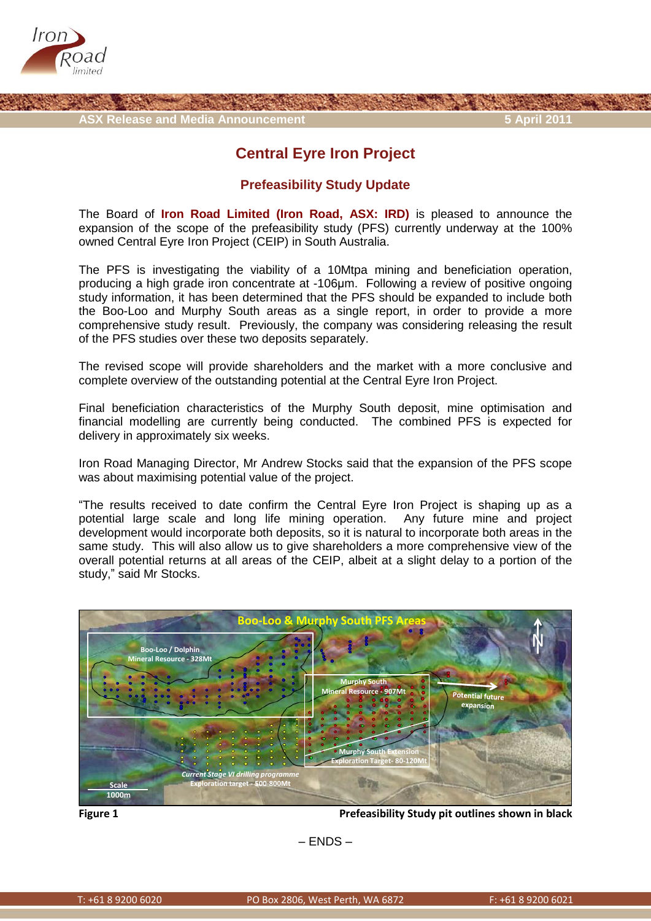ASX Release and Media Announcement 5 April 2011

# Central Eyre Iron Project

## Prefeasibility Study Update

The Board of **Iron Road Limited (Iron Road, ASX: IRD)** is pleased to announce the expansion of the scope of the prefeasibility study (PFS) currently underway at the 100% owned Central Eyre Iron Project (CEIP) in South Australia.

The PFS is investigating the viability of a 10Mtpa mining and beneficiation operation, producing a high grade iron concentrate at -106µm. Following a review of positive ongoing study information, it has been determined that the PFS should be expanded to include both the Boo-Loo and Murphy South areas as a single report, in order to provide a more comprehensive study result. Previously, the company was considering releasing the result of the PFS studies over these two deposits separately.

The revised scope will provide shareholders and the market with a more conclusive and complete overview of the outstanding potential at the Central Eyre Iron Project.

Final beneficiation characteristics of the Murphy South deposit, mine optimisation and financial modelling are currently being conducted. The combined PFS is expected for delivery in approximately six weeks.

Iron Road Managing Director, Mr Andrew Stocks said that the expansion of the PFS scope was about maximising potential value of the project.

"The results received to date confirm the Central Eyre Iron Project is shaping up as a potential large scale and long life mining operation. Any future mine and project development would incorporate both deposits, so it is natural to incorporate both areas in the same study. This will also allow us to give shareholders a more comprehensive view of the overall potential returns at all areas of the CEIP, albeit at a slight delay to a portion of the study," said Mr Stocks.

Boo-Loo & Murphy South PFS Areas

Boo-Loo / Dolphin Mineral Resource - 328Mt

Murphy South Mineral Resource - 907Mt

Potential future expansion

Murphy South Extension Exploration Target- 80-120Mt

*Current Stage VI drilling programme Exploration target - 500-800Mt*

Scale 1000m

**Figure 1** **Prefeasibility Study pit outlines shown in black**

– ENDS –

T: +61 8 9200 6020 PO Box 2806, West Perth, WA 6872 F: +61 8 9200 6021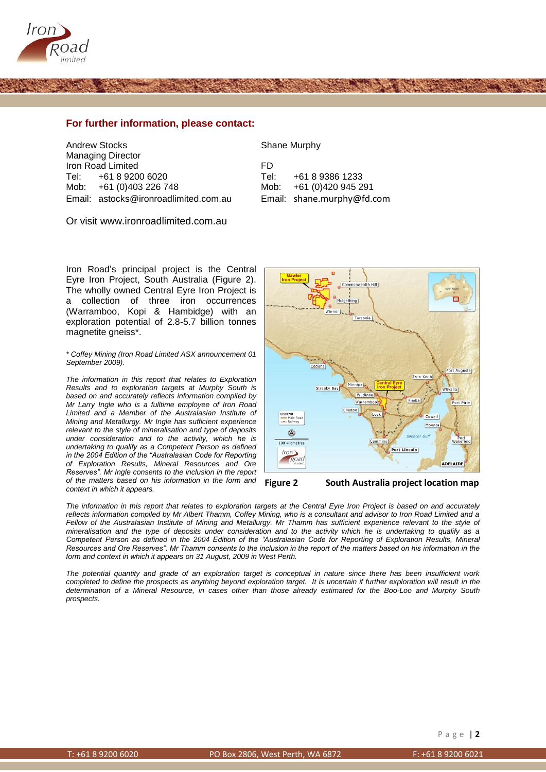## For further information, please contact:

Andrew Stocks
Managing Director
Iron Road Limited
Tel: +61 8 9200 6020
Mob: +61 (0)403 226 748
Email: astocks@ironroadlimited.com.au

Shane Murphy

FD
Tel: +61 8 9386 1233
Mob: +61 (0)420 945 291
Email: shane.murphy@fd.com

Or visit www.ironroadlimited.com.au

Iron Road's principal project is the Central Eyre Iron Project, South Australia (Figure 2). The wholly owned Central Eyre Iron Project is a collection of three iron occurrences (Warramboo, Kopi & Hambidge) with an exploration potential of 2.8-5.7 billion tonnes magnetite gneiss*.

*\* Coffey Mining (Iron Road Limited ASX announcement 01 September 2009).*

*The information in this report that relates to Exploration Results and to exploration targets at Murphy South is based on and accurately reflects information compiled by Mr Larry Ingle who is a fulltime employee of Iron Road Limited and a Member of the Australasian Institute of Mining and Metallurgy. Mr Ingle has sufficient experience relevant to the style of mineralisation and type of deposits under consideration and to the activity, which he is undertaking to qualify as a Competent Person as defined in the 2004 Edition of the "Australasian Code for Reporting of Exploration Results, Mineral Resources and Ore Reserves". Mr Ingle consents to the inclusion in the report of the matters based on his information in the form and context in which it appears.*

**Figure 2 South Australia project location map**

*The information in this report that relates to exploration targets at the Central Eyre Iron Project is based on and accurately reflects information compiled by Mr Albert Thamm, Coffey Mining, who is a consultant and advisor to Iron Road Limited and a Fellow of the Australasian Institute of Mining and Metallurgy. Mr Thamm has sufficient experience relevant to the style of mineralisation and the type of deposits under consideration and to the activity which he is undertaking to qualify as a Competent Person as defined in the 2004 Edition of the "Australasian Code for Reporting of Exploration Results, Mineral Resources and Ore Reserves". Mr Thamm consents to the inclusion in the report of the matters based on his information in the form and context in which it appears on 31 August, 2009 in West Perth.*

*The potential quantity and grade of an exploration target is conceptual in nature since there has been insufficient work completed to define the prospects as anything beyond exploration target. It is uncertain if further exploration will result in the determination of a Mineral Resource, in cases other than those already estimated for the Boo-Loo and Murphy South prospects.*